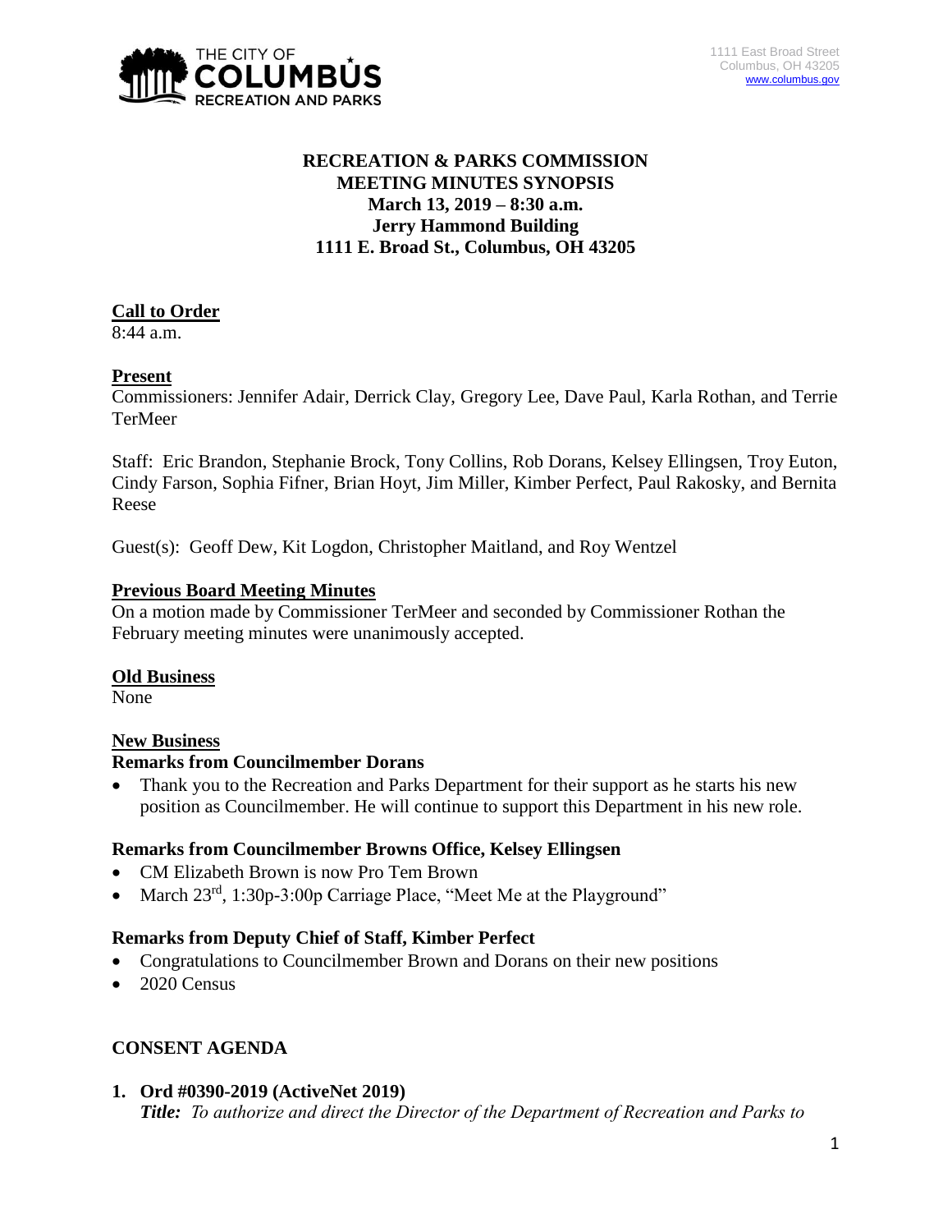THE CITY OF COLUMBUS RECREATION AND PARKS

1111 East Broad Street
Columbus, OH 43205
www.columbus.gov

**RECREATION & PARKS COMMISSION**
**MEETING MINUTES SYNOPSIS**
**March 13, 2019 – 8:30 a.m.**
**Jerry Hammond Building**
**1111 E. Broad St., Columbus, OH 43205**

**Call to Order**

8:44 a.m.

**Present**

Commissioners: Jennifer Adair, Derrick Clay, Gregory Lee, Dave Paul, Karla Rothan, and Terrie TerMeer

Staff: Eric Brandon, Stephanie Brock, Tony Collins, Rob Dorans, Kelsey Ellingsen, Troy Euton, Cindy Farson, Sophia Fifner, Brian Hoyt, Jim Miller, Kimber Perfect, Paul Rakosky, and Bernita Reese

Guest(s): Geoff Dew, Kit Logdon, Christopher Maitland, and Roy Wentzel

**Previous Board Meeting Minutes**

On a motion made by Commissioner TerMeer and seconded by Commissioner Rothan the February meeting minutes were unanimously accepted.

**Old Business**

None

**New Business**

**Remarks from Councilmember Dorans**

- Thank you to the Recreation and Parks Department for their support as he starts his new position as Councilmember. He will continue to support this Department in his new role.

**Remarks from Councilmember Browns Office, Kelsey Ellingsen**

- CM Elizabeth Brown is now Pro Tem Brown
- March 23rd, 1:30p-3:00p Carriage Place, "Meet Me at the Playground"

**Remarks from Deputy Chief of Staff, Kimber Perfect**

- Congratulations to Councilmember Brown and Dorans on their new positions
- 2020 Census

**CONSENT AGENDA**

1. **Ord #0390-2019 (ActiveNet 2019)**
   ***Title:*** *To authorize and direct the Director of the Department of Recreation and Parks to*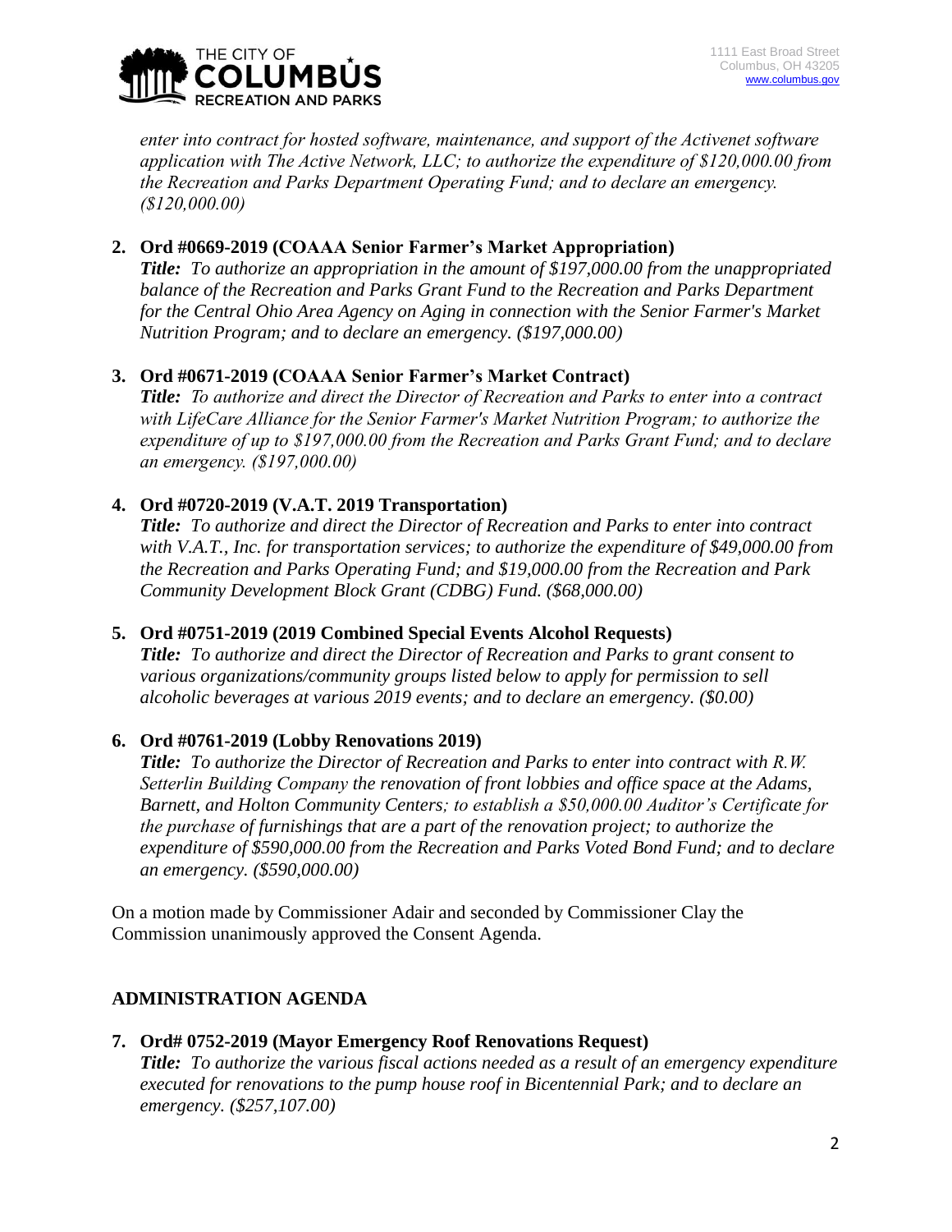*enter into contract for hosted software, maintenance, and support of the Activenet software application with The Active Network, LLC; to authorize the expenditure of $120,000.00 from the Recreation and Parks Department Operating Fund; and to declare an emergency. ($120,000.00)*

2. **Ord #0669-2019 (COAAA Senior Farmer's Market Appropriation)**
   ***Title:*** *To authorize an appropriation in the amount of $197,000.00 from the unappropriated balance of the Recreation and Parks Grant Fund to the Recreation and Parks Department for the Central Ohio Area Agency on Aging in connection with the Senior Farmer's Market Nutrition Program; and to declare an emergency. ($197,000.00)*

3. **Ord #0671-2019 (COAAA Senior Farmer's Market Contract)**
   ***Title:*** *To authorize and direct the Director of Recreation and Parks to enter into a contract with LifeCare Alliance for the Senior Farmer's Market Nutrition Program; to authorize the expenditure of up to $197,000.00 from the Recreation and Parks Grant Fund; and to declare an emergency. ($197,000.00)*

4. **Ord #0720-2019 (V.A.T. 2019 Transportation)**
   ***Title:*** *To authorize and direct the Director of Recreation and Parks to enter into contract with V.A.T., Inc. for transportation services; to authorize the expenditure of $49,000.00 from the Recreation and Parks Operating Fund; and $19,000.00 from the Recreation and Park Community Development Block Grant (CDBG) Fund. ($68,000.00)*

5. **Ord #0751-2019 (2019 Combined Special Events Alcohol Requests)**
   ***Title:*** *To authorize and direct the Director of Recreation and Parks to grant consent to various organizations/community groups listed below to apply for permission to sell alcoholic beverages at various 2019 events; and to declare an emergency. ($0.00)*

6. **Ord #0761-2019 (Lobby Renovations 2019)**
   ***Title:*** *To authorize the Director of Recreation and Parks to enter into contract with R.W. Setterlin Building Company the renovation of front lobbies and office space at the Adams, Barnett, and Holton Community Centers; to establish a $50,000.00 Auditor's Certificate for the purchase of furnishings that are a part of the renovation project; to authorize the expenditure of $590,000.00 from the Recreation and Parks Voted Bond Fund; and to declare an emergency. ($590,000.00)*

On a motion made by Commissioner Adair and seconded by Commissioner Clay the Commission unanimously approved the Consent Agenda.

## ADMINISTRATION AGENDA

7. **Ord# 0752-2019 (Mayor Emergency Roof Renovations Request)**
   ***Title:*** *To authorize the various fiscal actions needed as a result of an emergency expenditure executed for renovations to the pump house roof in Bicentennial Park; and to declare an emergency. ($257,107.00)*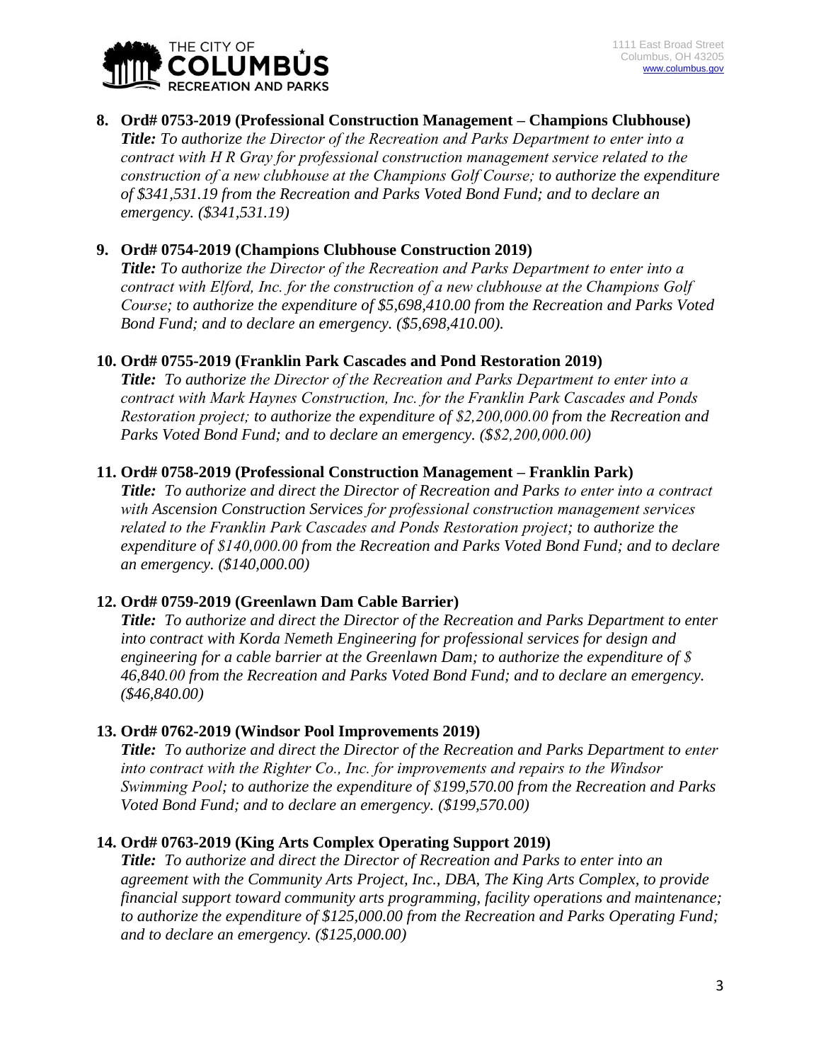**8. Ord# 0753-2019 (Professional Construction Management – Champions Clubhouse)**

***Title:*** *To authorize the Director of the Recreation and Parks Department to enter into a contract with H R Gray for professional construction management service related to the construction of a new clubhouse at the Champions Golf Course; to authorize the expenditure of $341,531.19 from the Recreation and Parks Voted Bond Fund; and to declare an emergency. ($341,531.19)*

**9. Ord# 0754-2019 (Champions Clubhouse Construction 2019)**

***Title:*** *To authorize the Director of the Recreation and Parks Department to enter into a contract with Elford, Inc. for the construction of a new clubhouse at the Champions Golf Course; to authorize the expenditure of $5,698,410.00 from the Recreation and Parks Voted Bond Fund; and to declare an emergency. ($5,698,410.00).*

**10. Ord# 0755-2019 (Franklin Park Cascades and Pond Restoration 2019)**

***Title:*** *To authorize the Director of the Recreation and Parks Department to enter into a contract with Mark Haynes Construction, Inc. for the Franklin Park Cascades and Ponds Restoration project; to authorize the expenditure of $2,200,000.00 from the Recreation and Parks Voted Bond Fund; and to declare an emergency. ($$2,200,000.00)*

**11. Ord# 0758-2019 (Professional Construction Management – Franklin Park)**

***Title:*** *To authorize and direct the Director of Recreation and Parks to enter into a contract with Ascension Construction Services for professional construction management services related to the Franklin Park Cascades and Ponds Restoration project; to authorize the expenditure of $140,000.00 from the Recreation and Parks Voted Bond Fund; and to declare an emergency. ($140,000.00)*

**12. Ord# 0759-2019 (Greenlawn Dam Cable Barrier)**

***Title:*** *To authorize and direct the Director of the Recreation and Parks Department to enter into contract with Korda Nemeth Engineering for professional services for design and engineering for a cable barrier at the Greenlawn Dam; to authorize the expenditure of $ 46,840.00 from the Recreation and Parks Voted Bond Fund; and to declare an emergency. ($46,840.00)*

**13. Ord# 0762-2019 (Windsor Pool Improvements 2019)**

***Title:*** *To authorize and direct the Director of the Recreation and Parks Department to enter into contract with the Righter Co., Inc. for improvements and repairs to the Windsor Swimming Pool; to authorize the expenditure of $199,570.00 from the Recreation and Parks Voted Bond Fund; and to declare an emergency. ($199,570.00)*

**14. Ord# 0763-2019 (King Arts Complex Operating Support 2019)**

***Title:*** *To authorize and direct the Director of Recreation and Parks to enter into an agreement with the Community Arts Project, Inc., DBA, The King Arts Complex, to provide financial support toward community arts programming, facility operations and maintenance; to authorize the expenditure of $125,000.00 from the Recreation and Parks Operating Fund; and to declare an emergency. ($125,000.00)*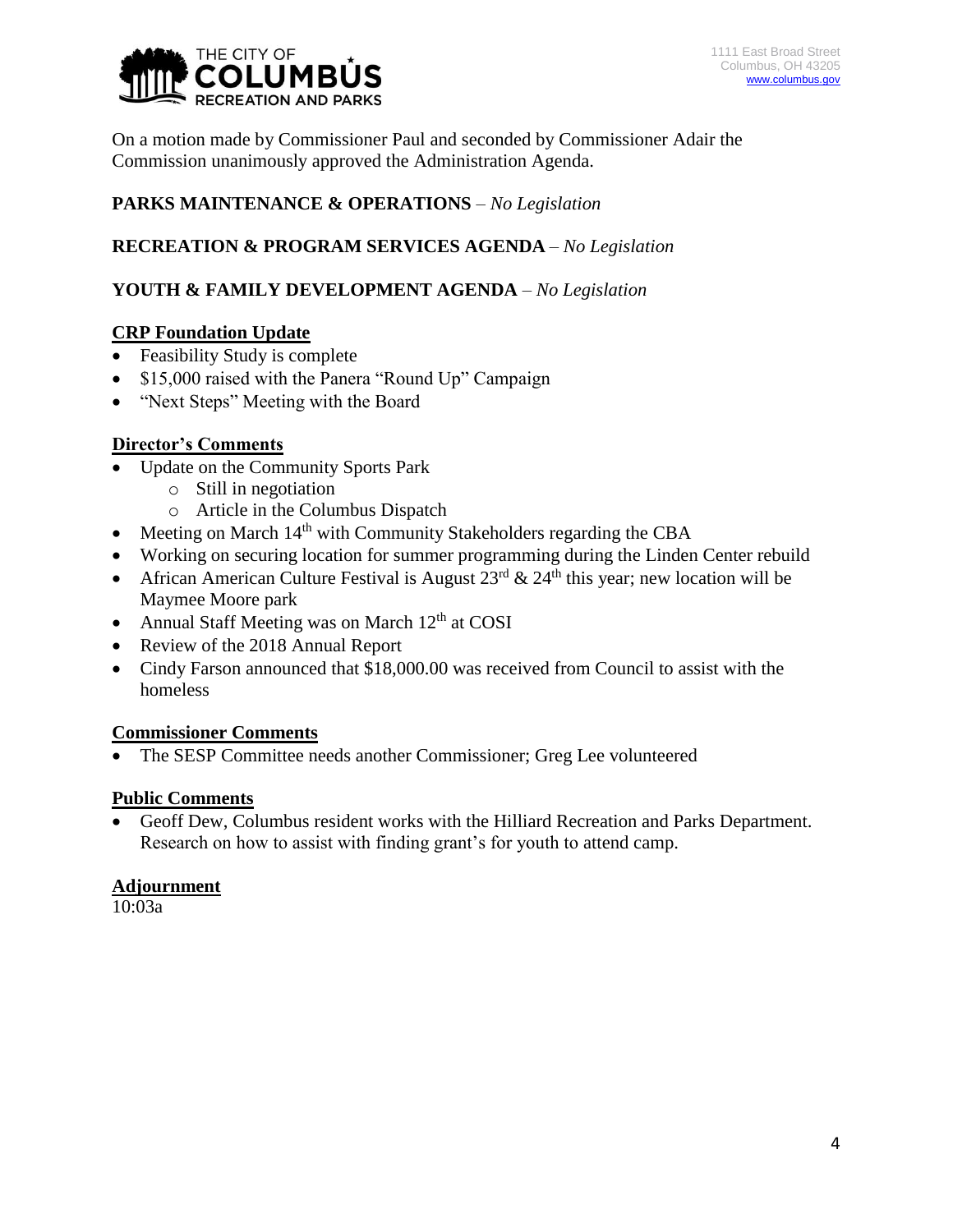On a motion made by Commissioner Paul and seconded by Commissioner Adair the Commission unanimously approved the Administration Agenda.

**PARKS MAINTENANCE & OPERATIONS** – *No Legislation*

**RECREATION & PROGRAM SERVICES AGENDA** – *No Legislation*

**YOUTH & FAMILY DEVELOPMENT AGENDA** – *No Legislation*

**CRP Foundation Update**

- Feasibility Study is complete
- $15,000 raised with the Panera "Round Up" Campaign
- "Next Steps" Meeting with the Board

**Director's Comments**

- Update on the Community Sports Park
  - Still in negotiation
  - Article in the Columbus Dispatch
- Meeting on March 14th with Community Stakeholders regarding the CBA
- Working on securing location for summer programming during the Linden Center rebuild
- African American Culture Festival is August 23rd & 24th this year; new location will be Maymee Moore park
- Annual Staff Meeting was on March 12th at COSI
- Review of the 2018 Annual Report
- Cindy Farson announced that $18,000.00 was received from Council to assist with the homeless

**Commissioner Comments**

- The SESP Committee needs another Commissioner; Greg Lee volunteered

**Public Comments**

- Geoff Dew, Columbus resident works with the Hilliard Recreation and Parks Department. Research on how to assist with finding grant's for youth to attend camp.

**Adjournment**

10:03a